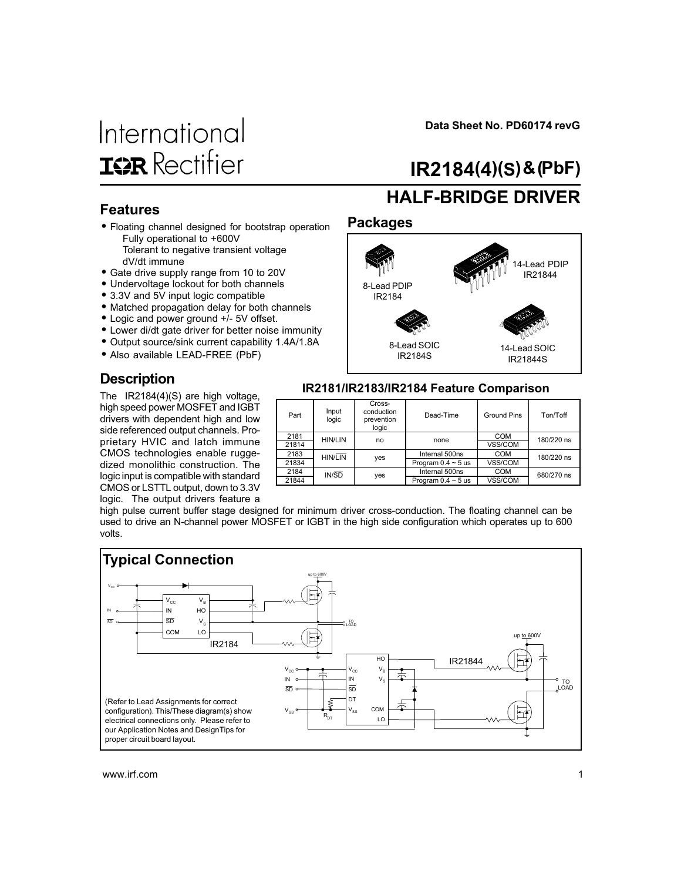International IOR Rectifier

Data Sheet No. PD60174 revG

# IR2184(4)(S) & (PbF)

# HALF-BRIDGE DRIVER

## Features

- Floating channel designed for bootstrap operation
  Fully operational to +600V
  Tolerant to negative transient voltage
  dV/dt immune
- Gate drive supply range from 10 to 20V
- Undervoltage lockout for both channels
- 3.3V and 5V input logic compatible
- Matched propagation delay for both channels
- Logic and power ground +/- 5V offset.
- Lower di/dt gate driver for better noise immunity
- Output source/sink current capability 1.4A/1.8A
- Also available LEAD-FREE (PbF)

## Packages

8-Lead PDIP IR2184

14-Lead PDIP IR21844

8-Lead SOIC IR2184S

14-Lead SOIC IR21844S

## Description

The IR2184(4)(S) are high voltage, high speed power MOSFET and IGBT drivers with dependent high and low side referenced output channels. Proprietary HVIC and latch immune CMOS technologies enable ruggedized monolithic construction. The logic input is compatible with standard CMOS or LSTTL output, down to 3.3V logic. The output drivers feature a high pulse current buffer stage designed for minimum driver cross-conduction. The floating channel can be used to drive an N-channel power MOSFET or IGBT in the high side configuration which operates up to 600 volts.

### IR2181/IR2183/IR2184 Feature Comparison

| Part | Input logic | Cross-conduction prevention logic | Dead-Time | Ground Pins | Ton/Toff |
|---|---|---|---|---|---|
| 2181 | HIN/LIN | no | none | COM | 180/220 ns |
| 21814 | | | | VSS/COM | |
| 2183 | HIN/$\overline{LIN}$ | yes | Internal 500ns | COM | 180/220 ns |
| 21834 | | | Program 0.4 ~ 5 us | VSS/COM | |
| 2184 | IN/$\overline{SD}$ | yes | Internal 500ns | COM | 680/270 ns |
| 21844 | | | Program 0.4 ~ 5 us | VSS/COM | |

## Typical Connection

(Refer to Lead Assignments for correct configuration). This/These diagram(s) show electrical connections only. Please refer to our Application Notes and DesignTips for proper circuit board layout.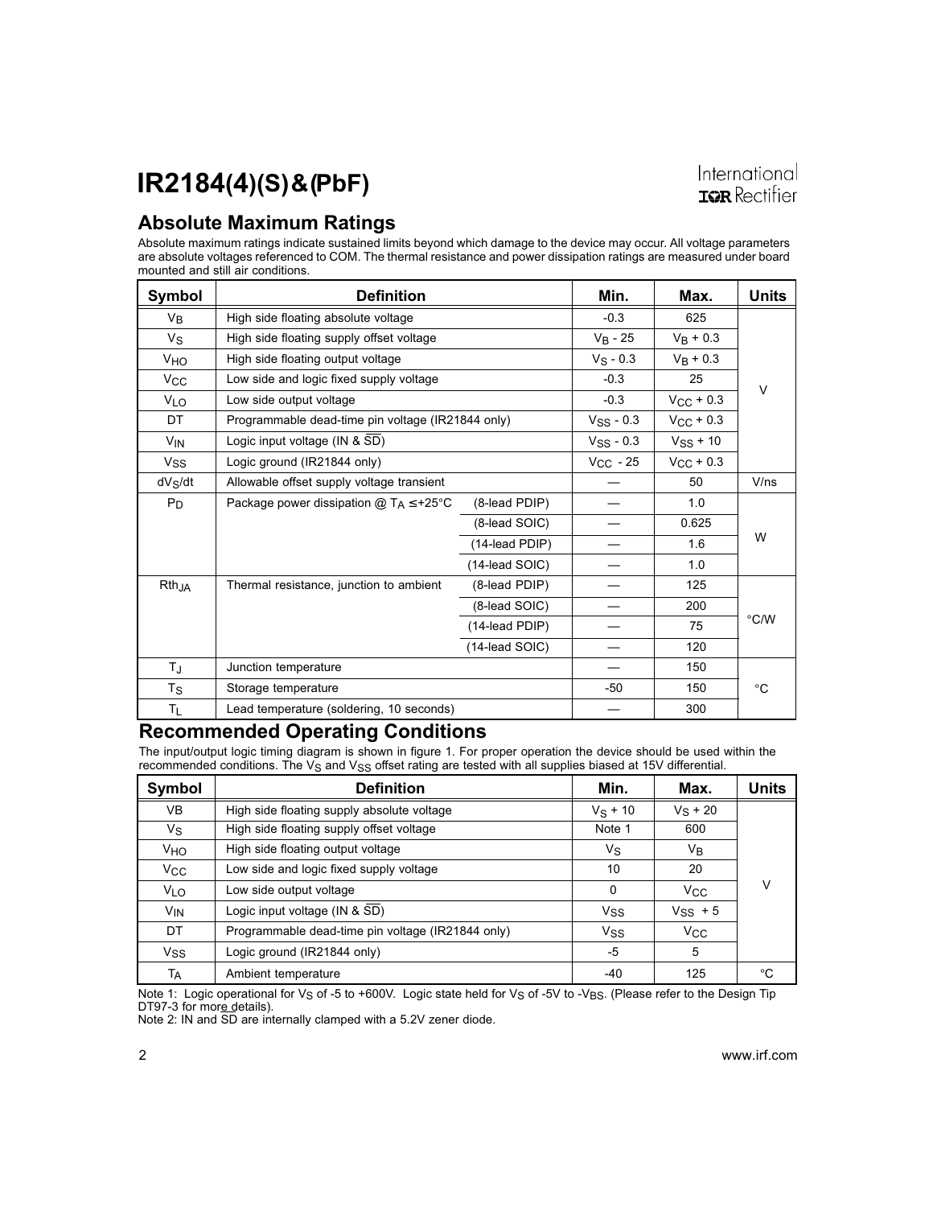## Absolute Maximum Ratings

Absolute maximum ratings indicate sustained limits beyond which damage to the device may occur. All voltage parameters are absolute voltages referenced to COM. The thermal resistance and power dissipation ratings are measured under board mounted and still air conditions.

| Symbol | Definition | | Min. | Max. | Units |
|---|---|---|---|---|---|
| $V_B$ | High side floating absolute voltage | | -0.3 | 625 | V |
| $V_S$ | High side floating supply offset voltage | | $V_B$ - 25 | $V_B$ + 0.3 | |
| $V_{HO}$ | High side floating output voltage | | $V_S$ - 0.3 | $V_B$ + 0.3 | |
| $V_{CC}$ | Low side and logic fixed supply voltage | | -0.3 | 25 | |
| $V_{LO}$ | Low side output voltage | | -0.3 | $V_{CC}$ + 0.3 | |
| DT | Programmable dead-time pin voltage (IR21844 only) | | $V_{SS}$ - 0.3 | $V_{CC}$ + 0.3 | |
| $V_{IN}$ | Logic input voltage (IN & $\overline{SD}$) | | $V_{SS}$ - 0.3 | $V_{SS}$ + 10 | |
| $V_{SS}$ | Logic ground (IR21844 only) | | $V_{CC}$ - 25 | $V_{CC}$ + 0.3 | |
| $dV_S/dt$ | Allowable offset supply voltage transient | | — | 50 | V/ns |
| $P_D$ | Package power dissipation @ $T_A \le$ +25°C | (8-lead PDIP) | — | 1.0 | W |
| | | (8-lead SOIC) | — | 0.625 | |
| | | (14-lead PDIP) | — | 1.6 | |
| | | (14-lead SOIC) | — | 1.0 | |
| $Rth_{JA}$ | Thermal resistance, junction to ambient | (8-lead PDIP) | — | 125 | °C/W |
| | | (8-lead SOIC) | — | 200 | |
| | | (14-lead PDIP) | — | 75 | |
| | | (14-lead SOIC) | — | 120 | |
| $T_J$ | Junction temperature | | — | 150 | °C |
| $T_S$ | Storage temperature | | -50 | 150 | |
| $T_L$ | Lead temperature (soldering, 10 seconds) | | — | 300 | |

## Recommended Operating Conditions

The input/output logic timing diagram is shown in figure 1. For proper operation the device should be used within the recommended conditions. The $V_S$ and $V_{SS}$ offset rating are tested with all supplies biased at 15V differential.

| Symbol | Definition | Min. | Max. | Units |
|---|---|---|---|---|
| VB | High side floating supply absolute voltage | $V_S$ + 10 | $V_S$ + 20 | V |
| $V_S$ | High side floating supply offset voltage | Note 1 | 600 | |
| $V_{HO}$ | High side floating output voltage | $V_S$ | $V_B$ | |
| $V_{CC}$ | Low side and logic fixed supply voltage | 10 | 20 | |
| $V_{LO}$ | Low side output voltage | 0 | $V_{CC}$ | |
| $V_{IN}$ | Logic input voltage (IN & $\overline{SD}$) | $V_{SS}$ | $V_{SS}$ + 5 | |
| DT | Programmable dead-time pin voltage (IR21844 only) | $V_{SS}$ | $V_{CC}$ | |
| $V_{SS}$ | Logic ground (IR21844 only) | -5 | 5 | |
| $T_A$ | Ambient temperature | -40 | 125 | °C |

Note 1: Logic operational for $V_S$ of -5 to +600V. Logic state held for $V_S$ of -5V to -$V_{BS}$. (Please refer to the Design Tip DT97-3 for more details).

Note 2: IN and $\overline{SD}$ are internally clamped with a 5.2V zener diode.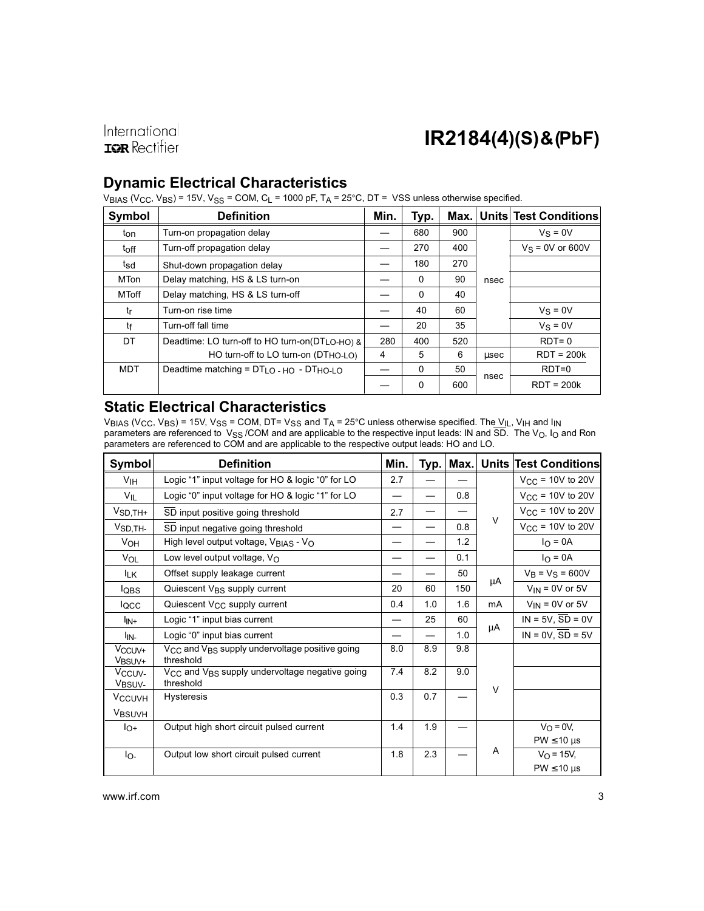## Dynamic Electrical Characteristics

$V_{BIAS}$ ($V_{CC}$, $V_{BS}$) = 15V, $V_{SS}$ = COM, $C_L$ = 1000 pF, $T_A$ = 25°C, DT = VSS unless otherwise specified.

| Symbol | Definition | Min. | Typ. | Max. | Units | Test Conditions |
|---|---|---|---|---|---|---|
| $t_{on}$ | Turn-on propagation delay | — | 680 | 900 | nsec | $V_S$ = 0V |
| $t_{off}$ | Turn-off propagation delay | — | 270 | 400 | nsec | $V_S$ = 0V or 600V |
| $t_{sd}$ | Shut-down propagation delay | — | 180 | 270 | nsec | |
| MTon | Delay matching, HS & LS turn-on | — | 0 | 90 | nsec | |
| MToff | Delay matching, HS & LS turn-off | — | 0 | 40 | nsec | |
| $t_r$ | Turn-on rise time | — | 40 | 60 | nsec | $V_S$ = 0V |
| $t_f$ | Turn-off fall time | — | 20 | 35 | nsec | $V_S$ = 0V |
| DT | Deadtime: LO turn-off to HO turn-on($DT_{LO-HO}$) & | 280 | 400 | 520 | nsec | RDT= 0 |
| | HO turn-off to LO turn-on ($DT_{HO-LO}$) | 4 | 5 | 6 | µsec | RDT = 200k |
| MDT | Deadtime matching = $DT_{LO-HO}$ - $DT_{HO-LO}$ | — | 0 | 50 | nsec | RDT=0 |
| | | — | 0 | 600 | nsec | RDT = 200k |

## Static Electrical Characteristics

$V_{BIAS}$ ($V_{CC}$, $V_{BS}$) = 15V, $V_{SS}$ = COM, DT= $V_{SS}$ and $T_A$ = 25°C unless otherwise specified. The $V_{IL}$, $V_{IH}$ and $I_{IN}$ parameters are referenced to $V_{SS}$ /COM and are applicable to the respective input leads: IN and $\overline{SD}$. The $V_O$, $I_O$ and Ron parameters are referenced to COM and are applicable to the respective output leads: HO and LO.

| Symbol | Definition | Min. | Typ. | Max. | Units | Test Conditions |
|---|---|---|---|---|---|---|
| $V_{IH}$ | Logic "1" input voltage for HO & logic "0" for LO | 2.7 | — | — | V | $V_{CC}$ = 10V to 20V |
| $V_{IL}$ | Logic "0" input voltage for HO & logic "1" for LO | — | — | 0.8 | V | $V_{CC}$ = 10V to 20V |
| $V_{SD,TH+}$ | $\overline{SD}$ input positive going threshold | 2.7 | — | — | V | $V_{CC}$ = 10V to 20V |
| $V_{SD,TH-}$ | $\overline{SD}$ input negative going threshold | — | — | 0.8 | V | $V_{CC}$ = 10V to 20V |
| $V_{OH}$ | High level output voltage, $V_{BIAS}$ - $V_O$ | — | — | 1.2 | V | $I_O$ = 0A |
| $V_{OL}$ | Low level output voltage, $V_O$ | — | — | 0.1 | V | $I_O$ = 0A |
| $I_{LK}$ | Offset supply leakage current | — | — | 50 | µA | $V_B$ = $V_S$ = 600V |
| $I_{QBS}$ | Quiescent $V_{BS}$ supply current | 20 | 60 | 150 | µA | $V_{IN}$ = 0V or 5V |
| $I_{QCC}$ | Quiescent $V_{CC}$ supply current | 0.4 | 1.0 | 1.6 | mA | $V_{IN}$ = 0V or 5V |
| $I_{IN+}$ | Logic "1" input bias current | — | 25 | 60 | µA | IN = 5V, $\overline{SD}$ = 0V |
| $I_{IN-}$ | Logic "0" input bias current | — | — | 1.0 | µA | IN = 0V, $\overline{SD}$ = 5V |
| $V_{CCUV+}$ $V_{BSUV+}$ | $V_{CC}$ and $V_{BS}$ supply undervoltage positive going threshold | 8.0 | 8.9 | 9.8 | V | |
| $V_{CCUV-}$ $V_{BSUV-}$ | $V_{CC}$ and $V_{BS}$ supply undervoltage negative going threshold | 7.4 | 8.2 | 9.0 | V | |
| $V_{CCUVH}$ $V_{BSUVH}$ | Hysteresis | 0.3 | 0.7 | — | V | |
| $I_{O+}$ | Output high short circuit pulsed current | 1.4 | 1.9 | — | A | $V_O$ = 0V, PW ≤10 µs |
| $I_{O-}$ | Output low short circuit pulsed current | 1.8 | 2.3 | — | A | $V_O$ = 15V, PW ≤10 µs |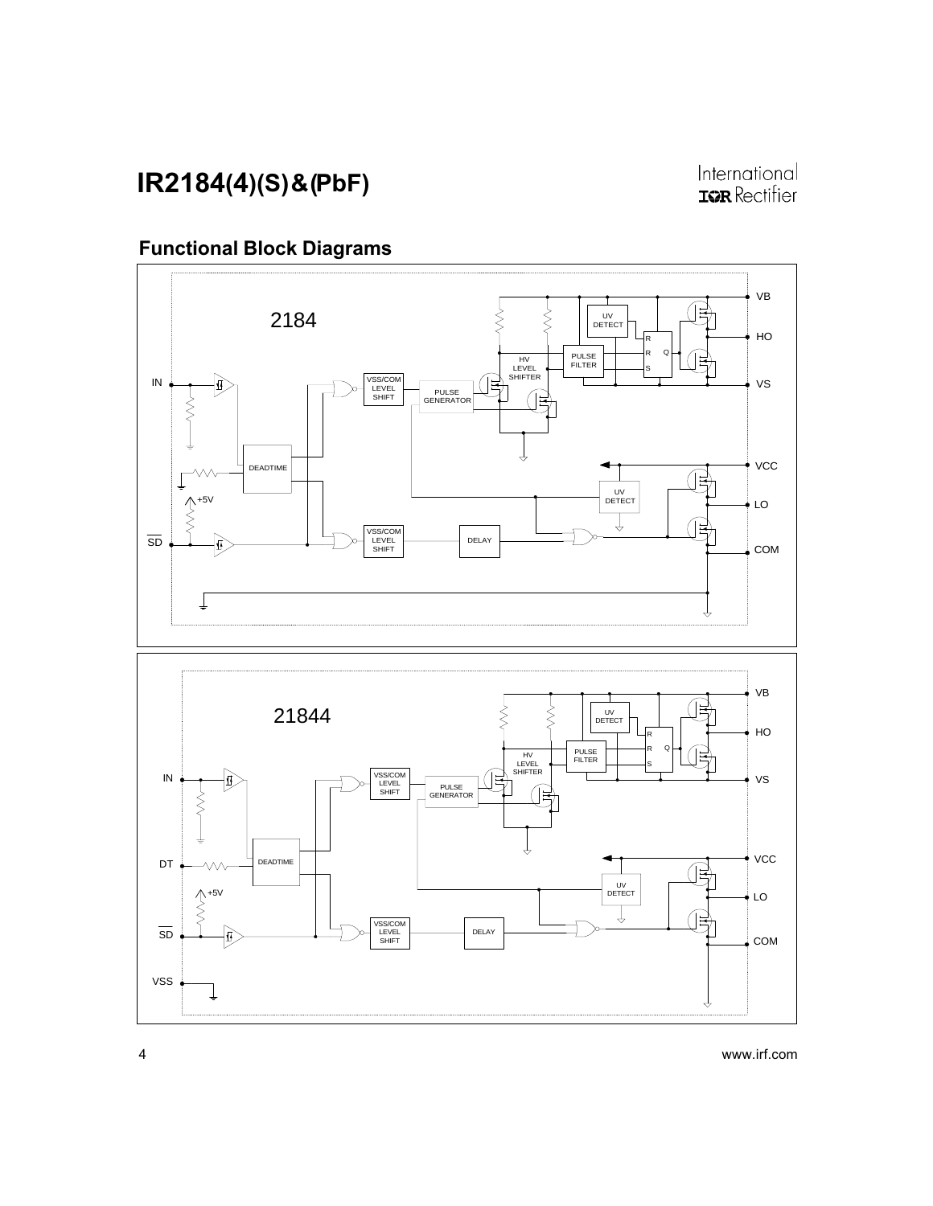## Functional Block Diagrams

2184

IN, SD, VB, HO, VS, VCC, LO, COM

DEADTIME, VSS/COM LEVEL SHIFT, PULSE GENERATOR, HV LEVEL SHIFTER, PULSE FILTER, UV DETECT, DELAY, +5V

21844

IN, DT, SD, VSS, VB, HO, VS, VCC, LO, COM

DEADTIME, VSS/COM LEVEL SHIFT, PULSE GENERATOR, HV LEVEL SHIFTER, PULSE FILTER, UV DETECT, DELAY, +5V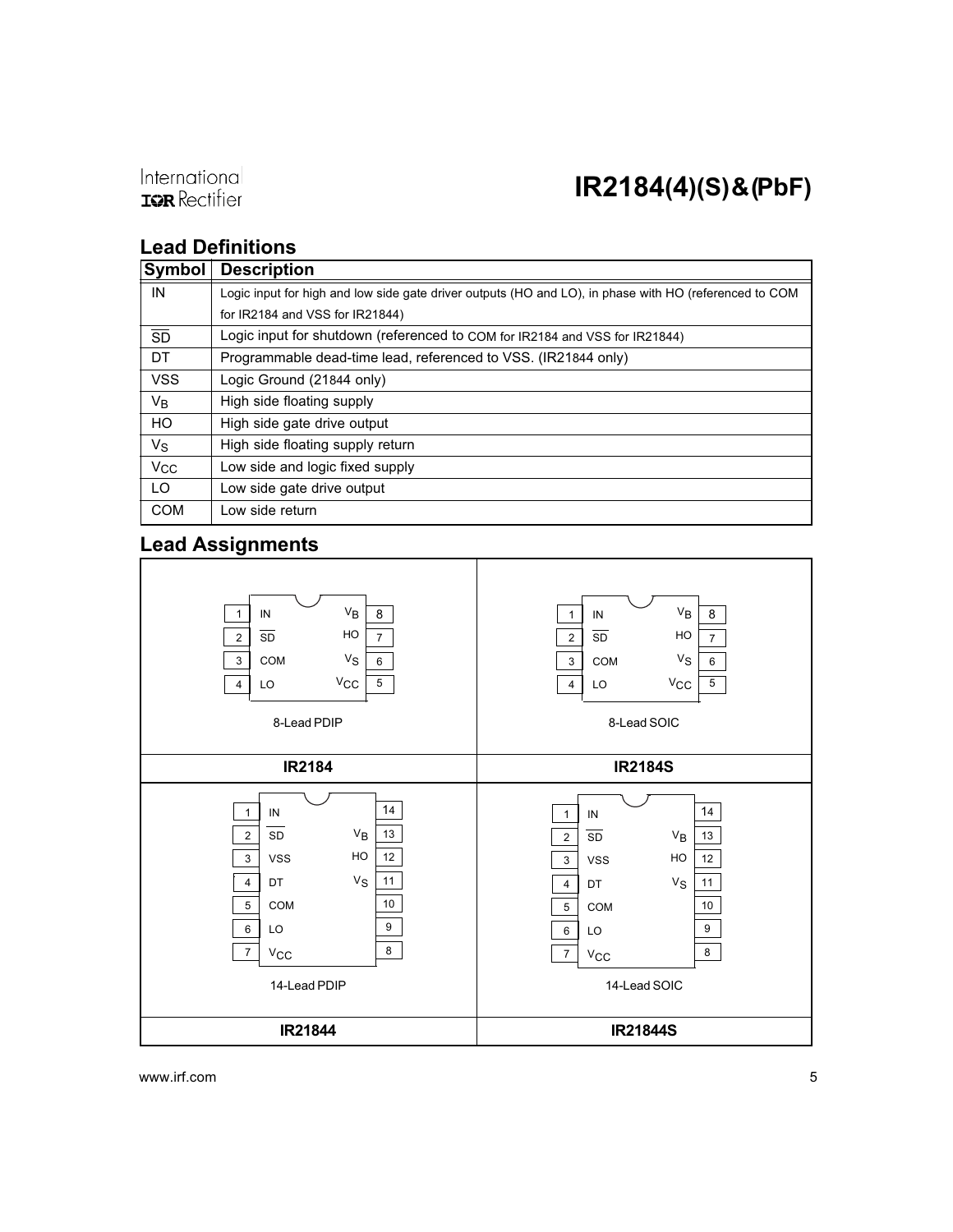## Lead Definitions

| Symbol | Description |
|---|---|
| IN | Logic input for high and low side gate driver outputs (HO and LO), in phase with HO (referenced to COM for IR2184 and VSS for IR21844) |
| $\overline{SD}$ | Logic input for shutdown (referenced to COM for IR2184 and VSS for IR21844) |
| DT | Programmable dead-time lead, referenced to VSS. (IR21844 only) |
| VSS | Logic Ground (21844 only) |
| $V_B$ | High side floating supply |
| HO | High side gate drive output |
| $V_S$ | High side floating supply return |
| $V_{CC}$ | Low side and logic fixed supply |
| LO | Low side gate drive output |
| COM | Low side return |

## Lead Assignments

**IR2184** (8-Lead PDIP) and **IR2184S** (8-Lead SOIC)

| Pin | Name | Pin | Name |
|---|---|---|---|
| 1 | IN | 8 | $V_B$ |
| 2 | $\overline{SD}$ | 7 | HO |
| 3 | COM | 6 | $V_S$ |
| 4 | LO | 5 | $V_{CC}$ |

**IR21844** (14-Lead PDIP) and **IR21844S** (14-Lead SOIC)

| Pin | Name | Pin | Name |
|---|---|---|---|
| 1 | IN | 14 | |
| 2 | $\overline{SD}$ | 13 | $V_B$ |
| 3 | VSS | 12 | HO |
| 4 | DT | 11 | $V_S$ |
| 5 | COM | 10 | |
| 6 | LO | 9 | |
| 7 | $V_{CC}$ | 8 | |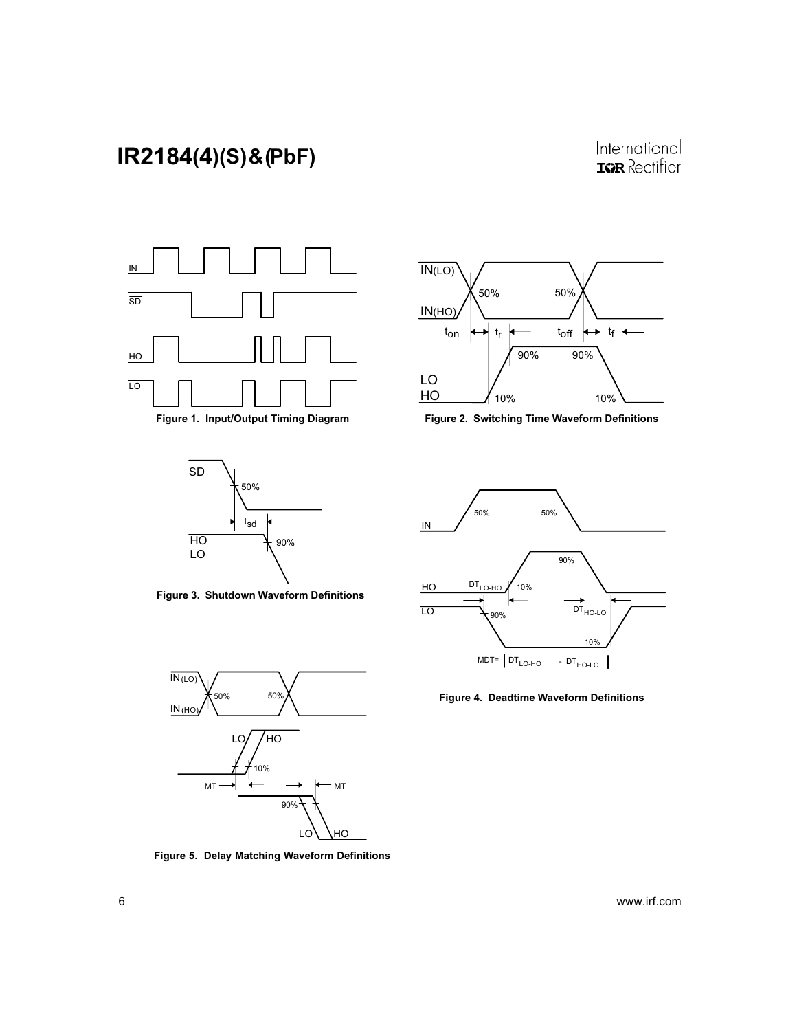Figure 1. Input/Output Timing Diagram

Figure 2. Switching Time Waveform Definitions

Figure 3. Shutdown Waveform Definitions

Figure 4. Deadtime Waveform Definitions

Figure 5. Delay Matching Waveform Definitions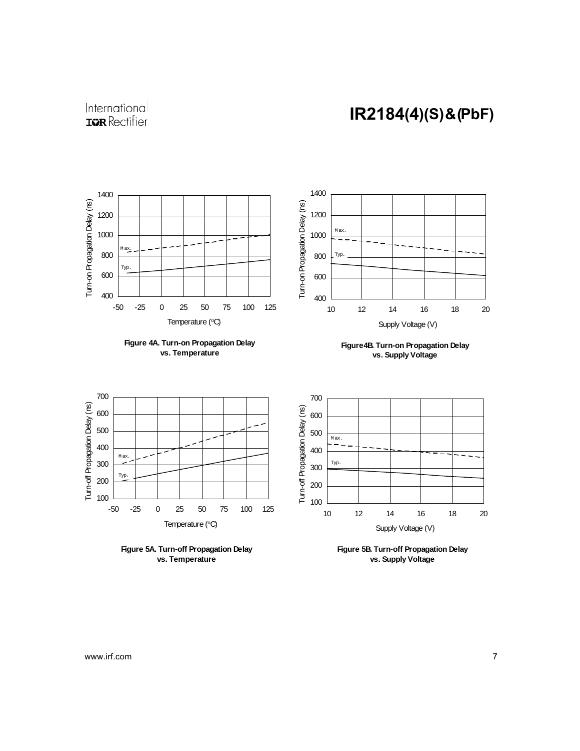Figure 4A. Turn-on Propagation Delay vs. Temperature

Figure4B. Turn-on Propagation Delay vs. Supply Voltage

Figure 5A. Turn-off Propagation Delay vs. Temperature

Figure 5B. Turn-off Propagation Delay vs. Supply Voltage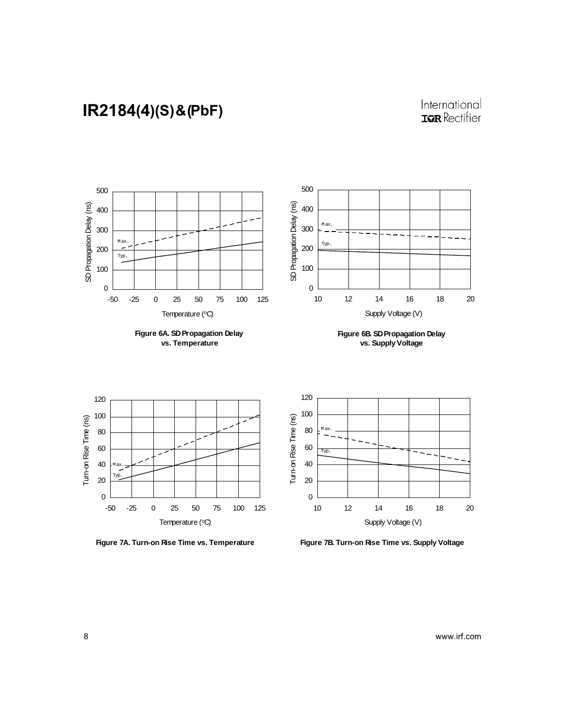Figure 6A. SD Propagation Delay vs. Temperature

Figure 6B. SD Propagation Delay vs. Supply Voltage

Figure 7A. Turn-on Rise Time vs. Temperature

Figure 7B. Turn-on Rise Time vs. Supply Voltage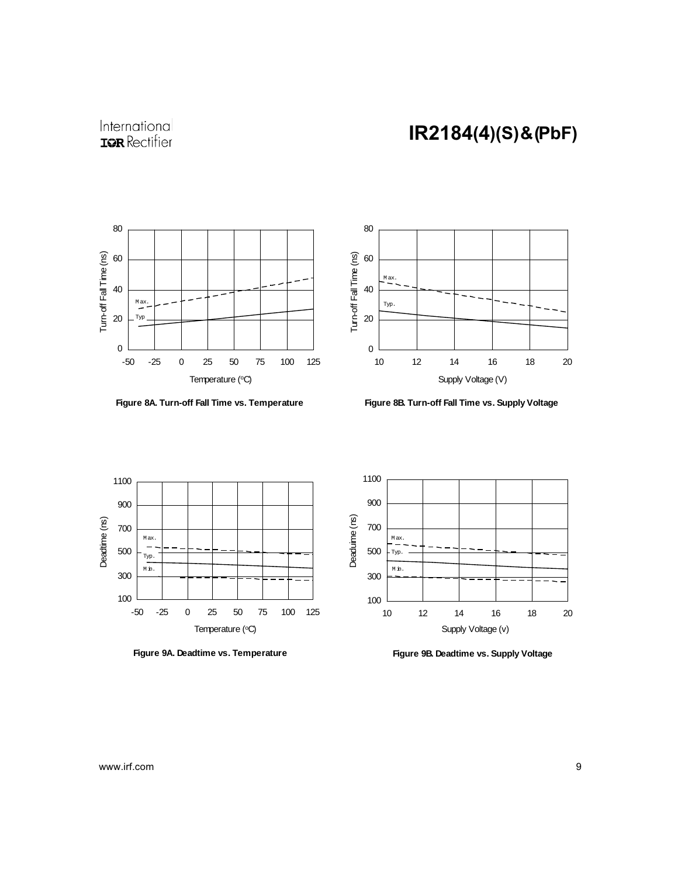Figure 8A. Turn-off Fall Time vs. Temperature

Figure 8B. Turn-off Fall Time vs. Supply Voltage

Figure 9A. Deadtime vs. Temperature

Figure 9B. Deadtime vs. Supply Voltage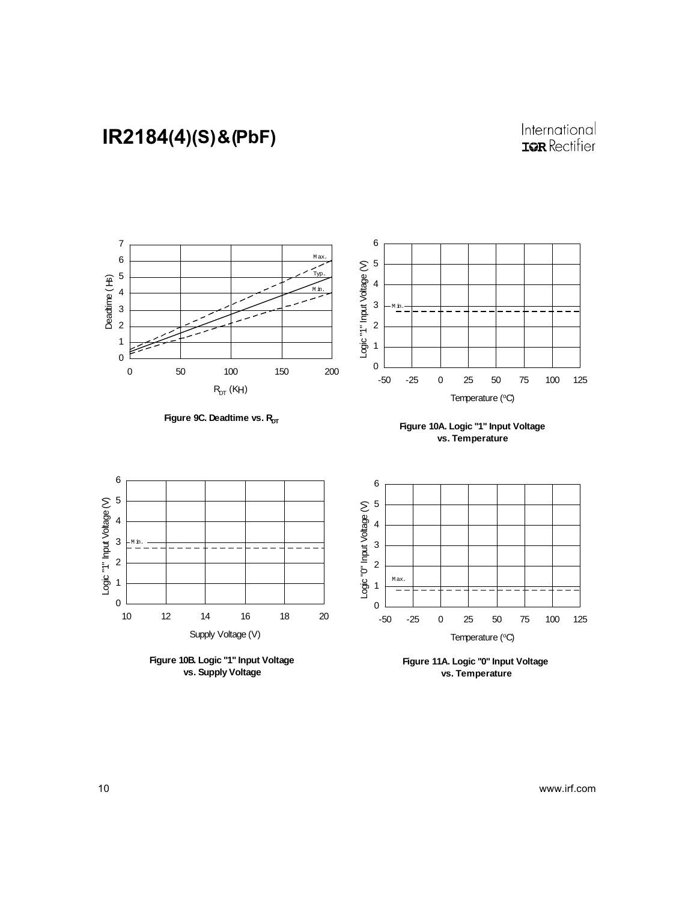Figure 9C. Deadtime vs. $R_{DT}$

Figure 10A. Logic "1" Input Voltage vs. Temperature

Figure 10B. Logic "1" Input Voltage vs. Supply Voltage

Figure 11A. Logic "0" Input Voltage vs. Temperature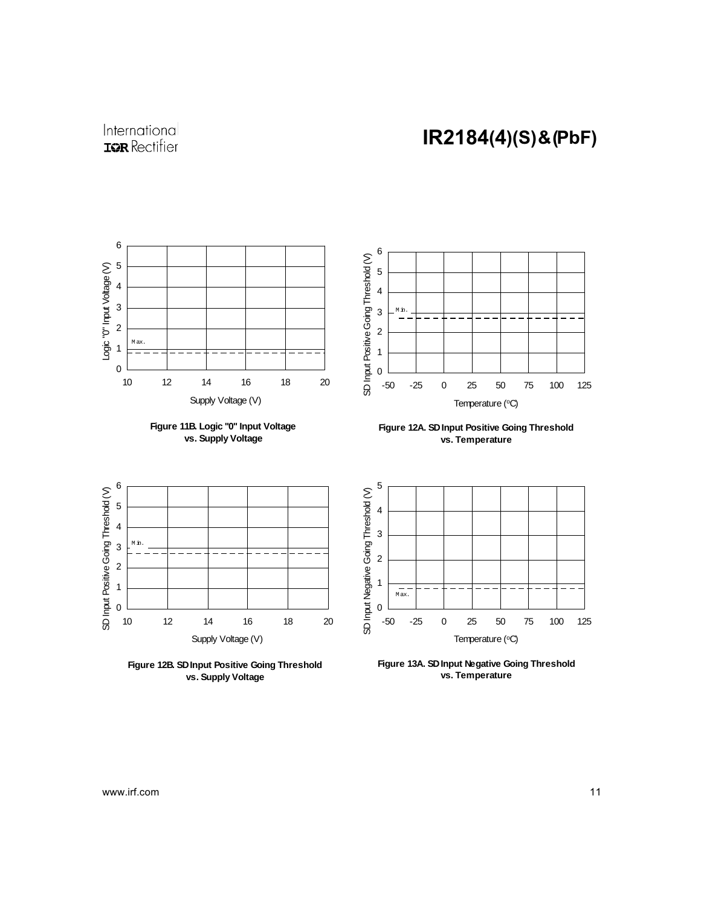Figure 11B. Logic "0" Input Voltage vs. Supply Voltage

Figure 12A. SD Input Positive Going Threshold vs. Temperature

Figure 12B. SD Input Positive Going Threshold vs. Supply Voltage

Figure 13A. SD Input Negative Going Threshold vs. Temperature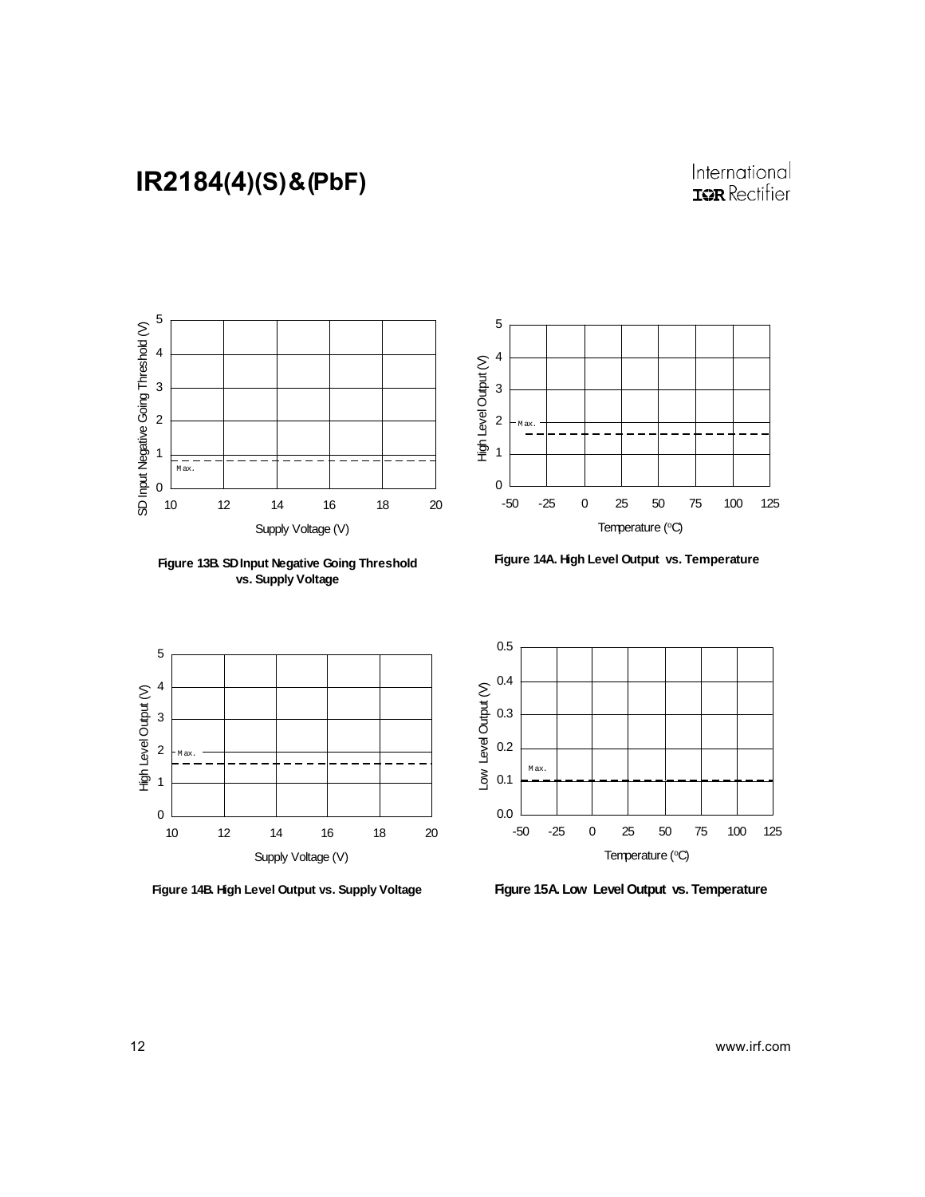Figure 13B. SD Input Negative Going Threshold vs. Supply Voltage

Figure 14A. High Level Output vs. Temperature

Figure 14B. High Level Output vs. Supply Voltage

Figure 15A. Low Level Output vs. Temperature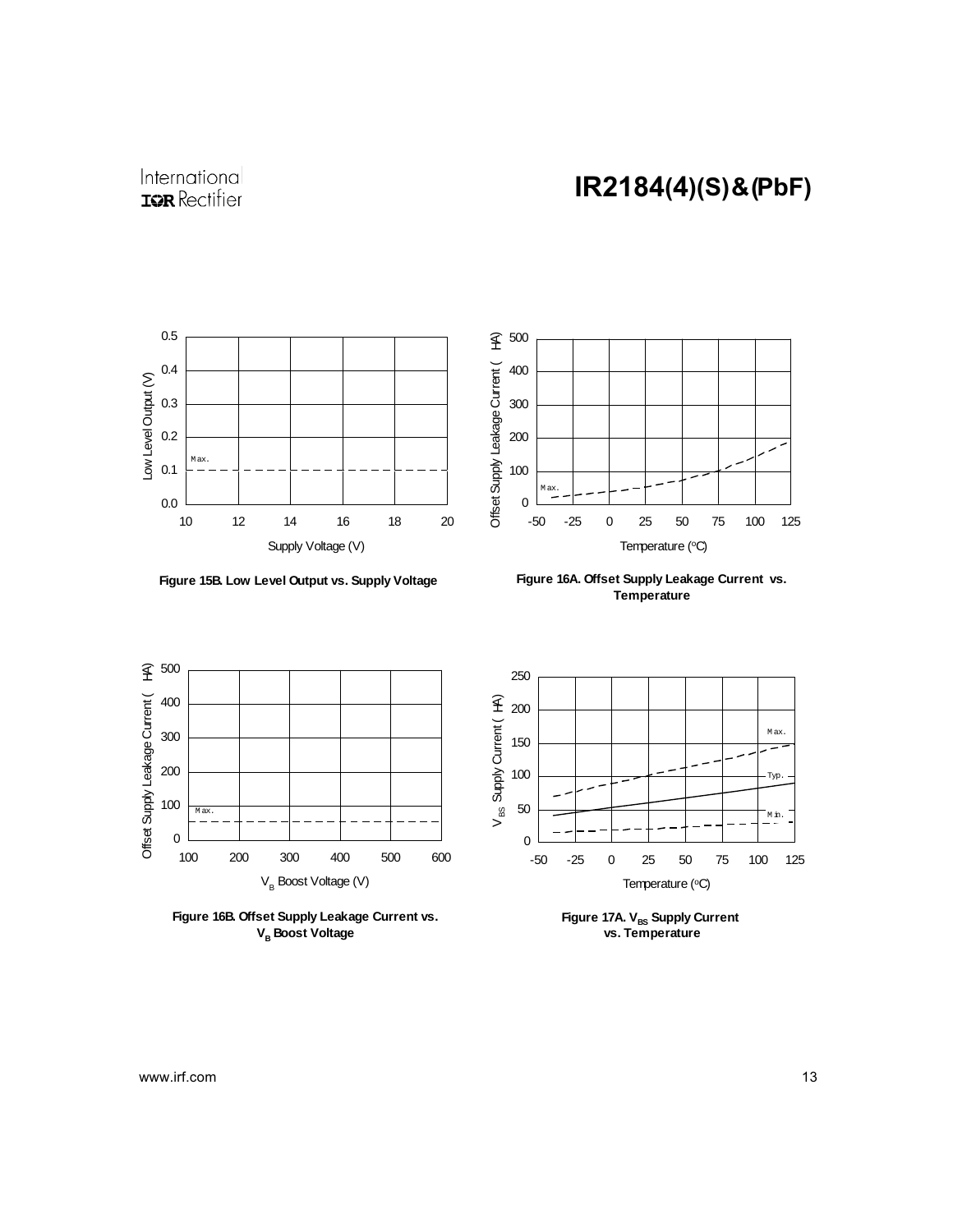Figure 15B. Low Level Output vs. Supply Voltage

Figure 16A. Offset Supply Leakage Current vs. Temperature

Figure 16B. Offset Supply Leakage Current vs. $V_B$ Boost Voltage

Figure 17A. $V_{BS}$ Supply Current vs. Temperature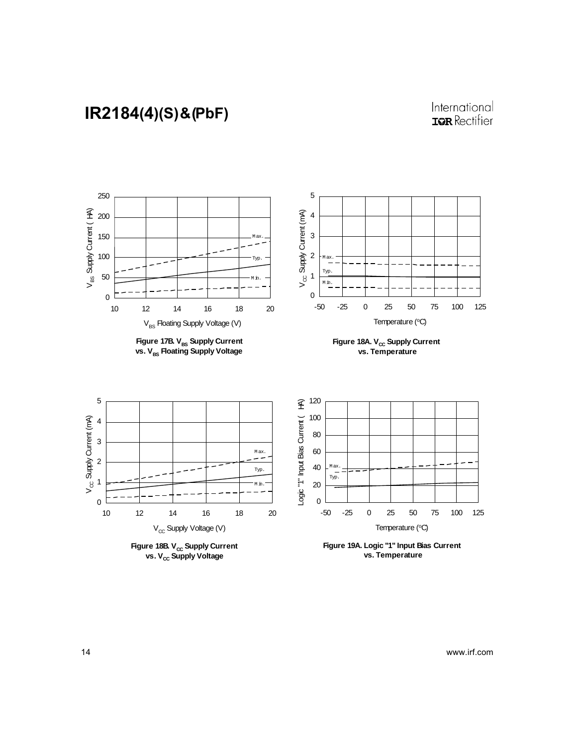**Figure 17B. $V_{BS}$ Supply Current vs. $V_{BS}$ Floating Supply Voltage**

**Figure 18A. $V_{CC}$ Supply Current vs. Temperature**

**Figure 18B. $V_{CC}$ Supply Current vs. $V_{CC}$ Supply Voltage**

**Figure 19A. Logic "1" Input Bias Current vs. Temperature**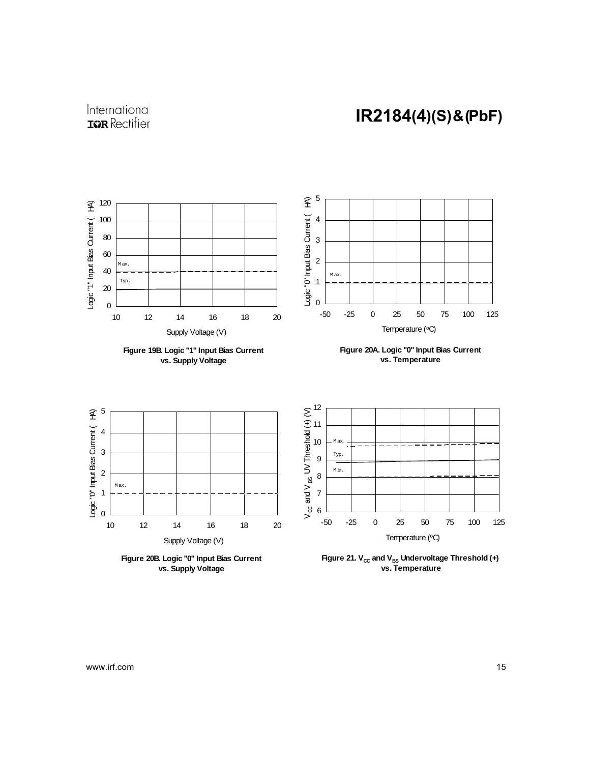Figure 19B. Logic "1" Input Bias Current vs. Supply Voltage

Figure 20A. Logic "0" Input Bias Current vs. Temperature

Figure 20B. Logic "0" Input Bias Current vs. Supply Voltage

Figure 21. $V_{CC}$ and $V_{BS}$ Undervoltage Threshold (+) vs. Temperature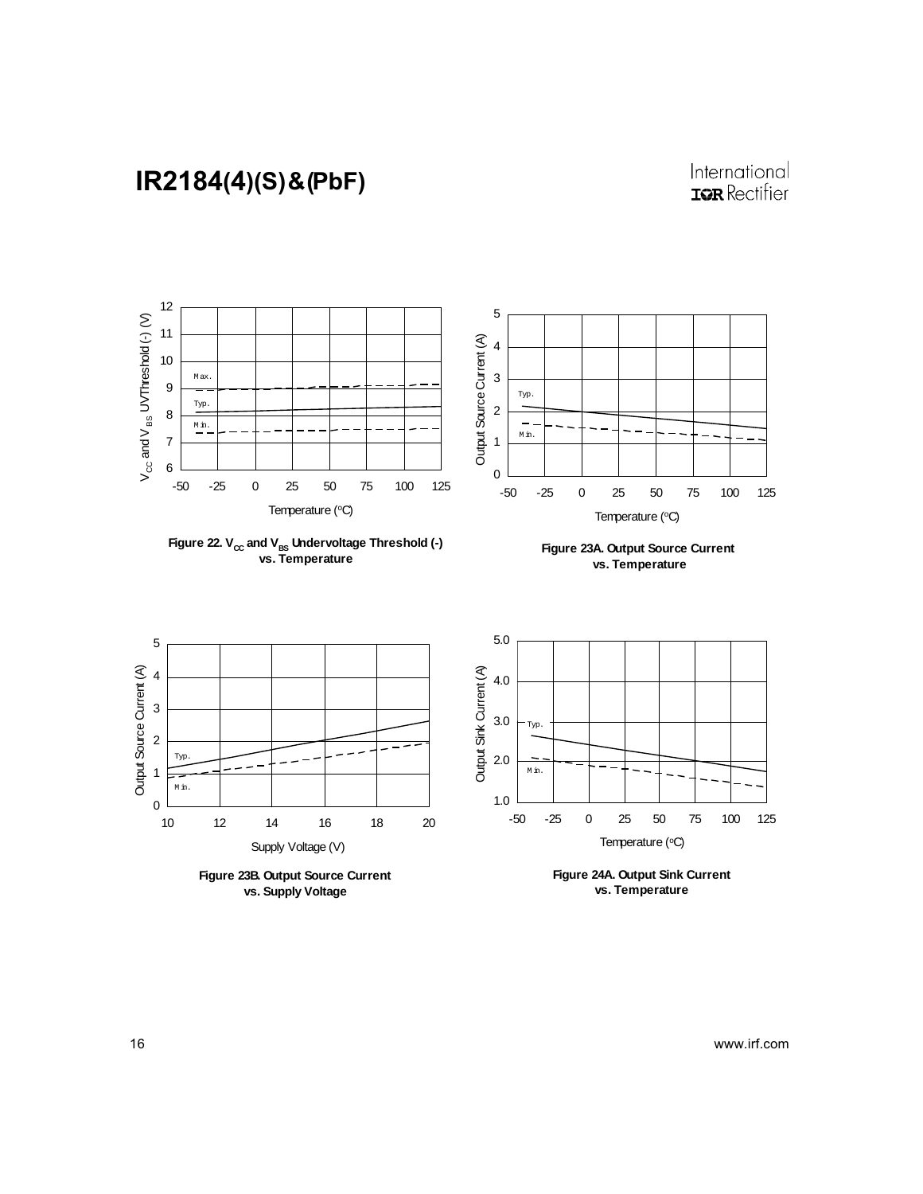Figure 22. $V_{CC}$ and $V_{BS}$ Undervoltage Threshold (-) vs. Temperature

Figure 23A. Output Source Current vs. Temperature

Figure 23B. Output Source Current vs. Supply Voltage

Figure 24A. Output Sink Current vs. Temperature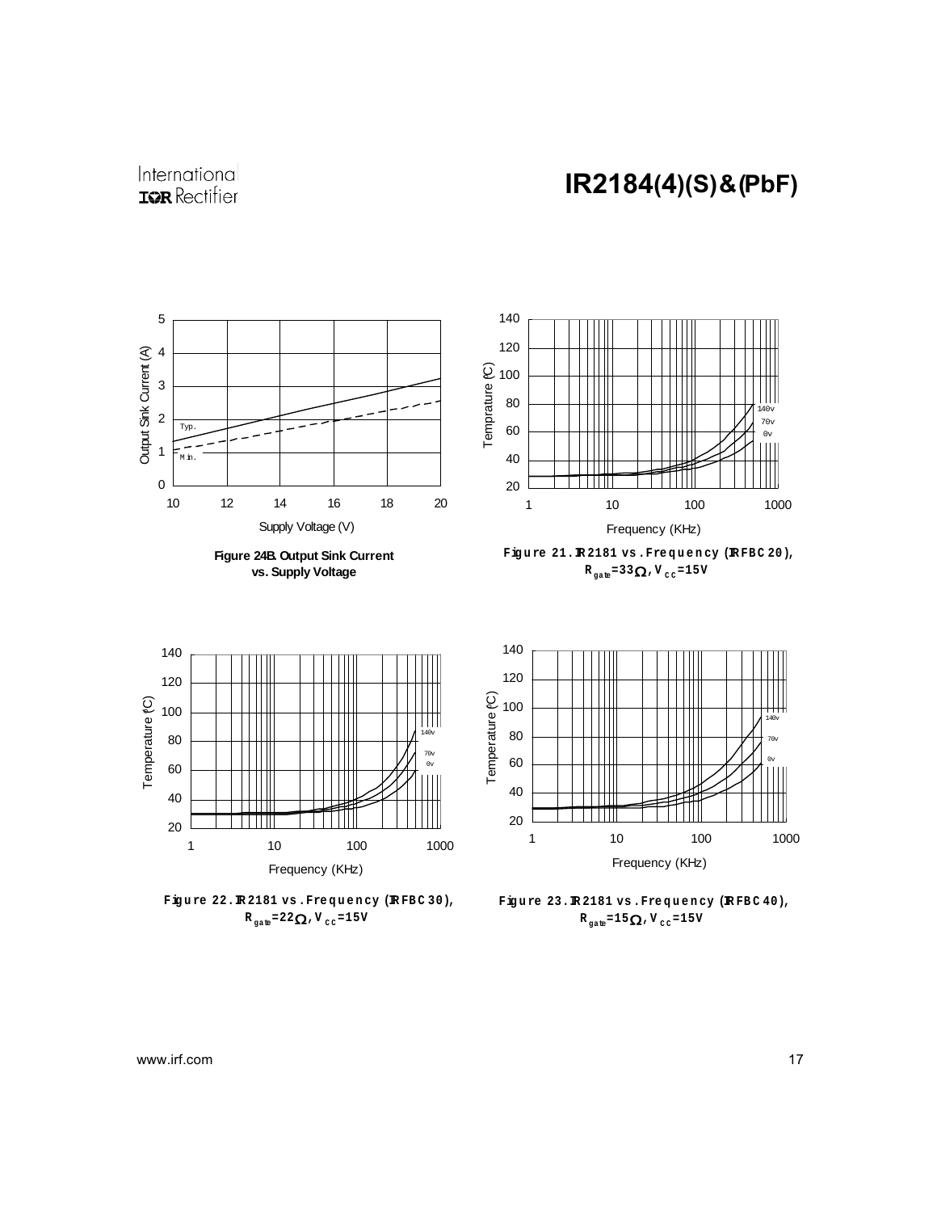**Figure 24B. Output Sink Current vs. Supply Voltage**

**Figure 21. IR2181 vs. Frequency (IRFBC20), $R_{gate}$=33Ω, $V_{CC}$=15V**

**Figure 22. IR2181 vs. Frequency (IRFBC30), $R_{gate}$=22Ω, $V_{CC}$=15V**

**Figure 23. IR2181 vs. Frequency (IRFBC40), $R_{gate}$=15Ω, $V_{CC}$=15V**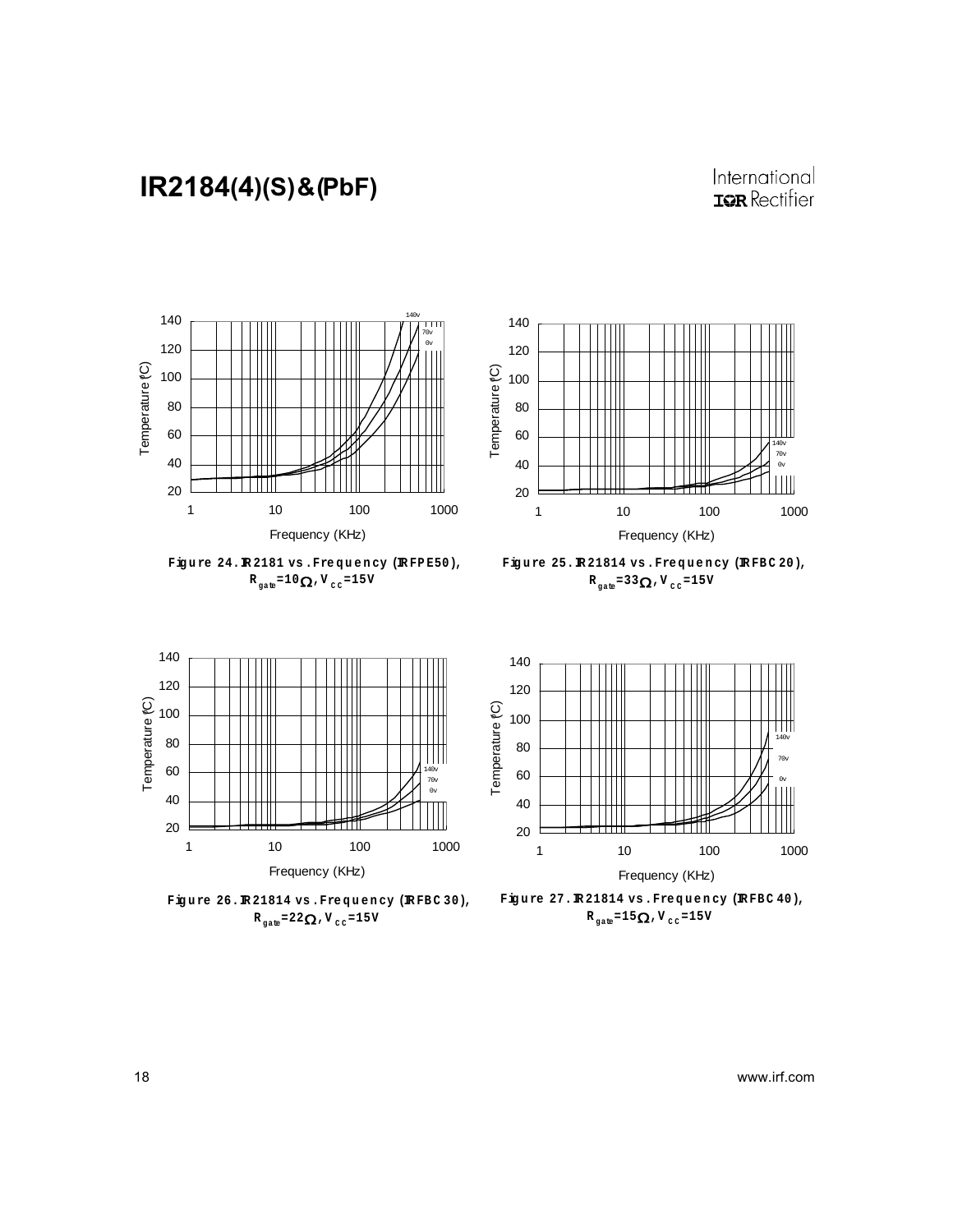Figure 24. IR2181 vs. Frequency (IRFPE50), $R_{gate}=10\Omega$, $V_{CC}=15V$

Figure 25. IR21814 vs. Frequency (IRFBC20), $R_{gate}=33\Omega$, $V_{CC}=15V$

Figure 26. IR21814 vs. Frequency (IRFBC30), $R_{gate}=22\Omega$, $V_{CC}=15V$

Figure 27. IR21814 vs. Frequency (IRFBC40), $R_{gate}=15\Omega$, $V_{CC}=15V$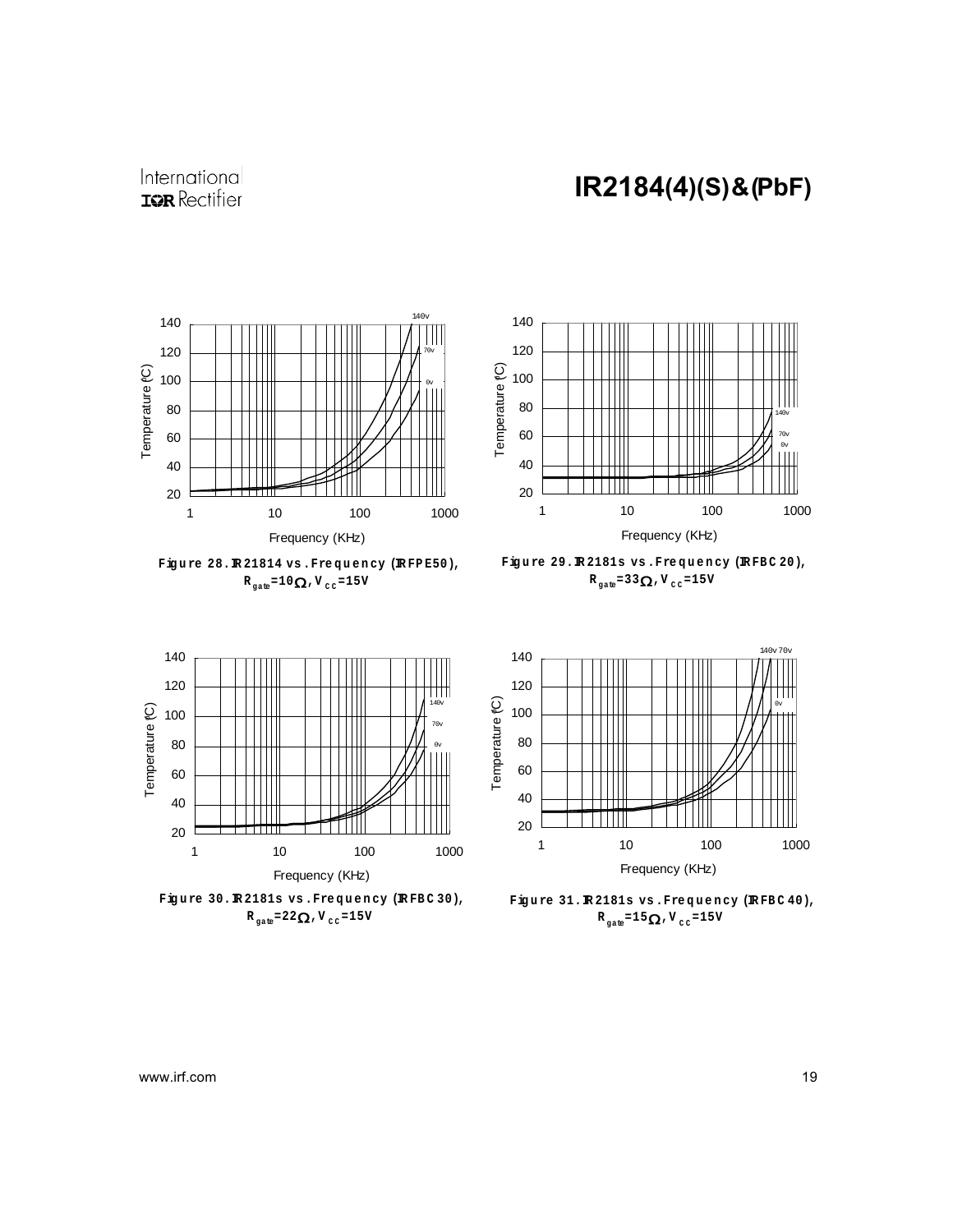Figure 28. IR21814 vs. Frequency (IRFPE50), $R_{gate}$=10Ω, $V_{CC}$=15V

Figure 29. IR2181s vs. Frequency (IRFBC20), $R_{gate}$=33Ω, $V_{CC}$=15V

Figure 30. IR2181s vs. Frequency (IRFBC30), $R_{gate}$=22Ω, $V_{CC}$=15V

Figure 31. IR2181s vs. Frequency (IRFBC40), $R_{gate}$=15Ω, $V_{CC}$=15V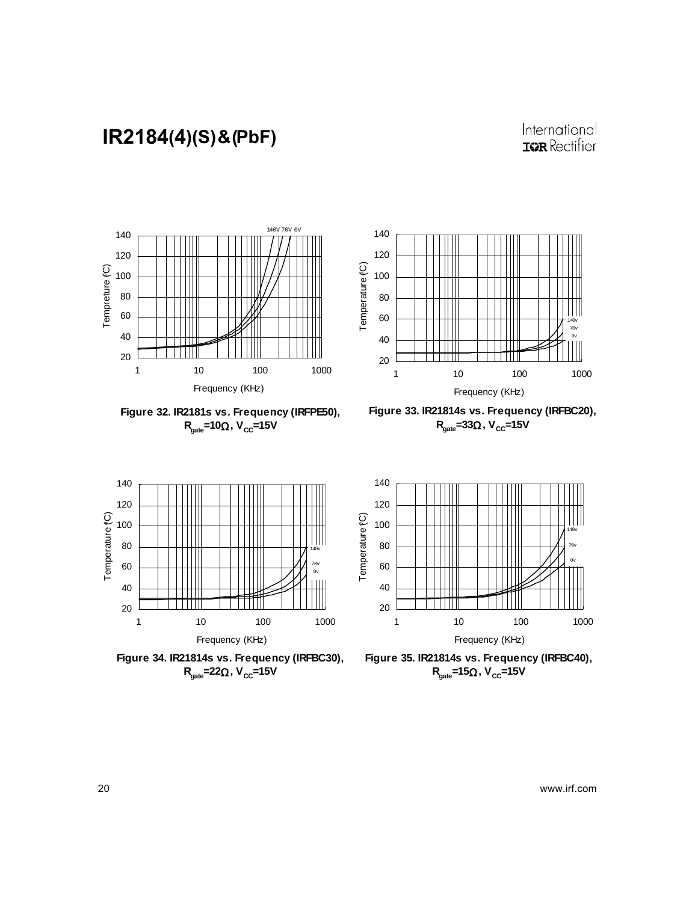Figure 32. IR2181s vs. Frequency (IRFPE50), $R_{gate}$=10Ω, $V_{CC}$=15V

Figure 33. IR21814s vs. Frequency (IRFBC20), $R_{gate}$=33Ω, $V_{CC}$=15V

Figure 34. IR21814s vs. Frequency (IRFBC30), $R_{gate}$=22Ω, $V_{CC}$=15V

Figure 35. IR21814s vs. Frequency (IRFBC40), $R_{gate}$=15Ω, $V_{CC}$=15V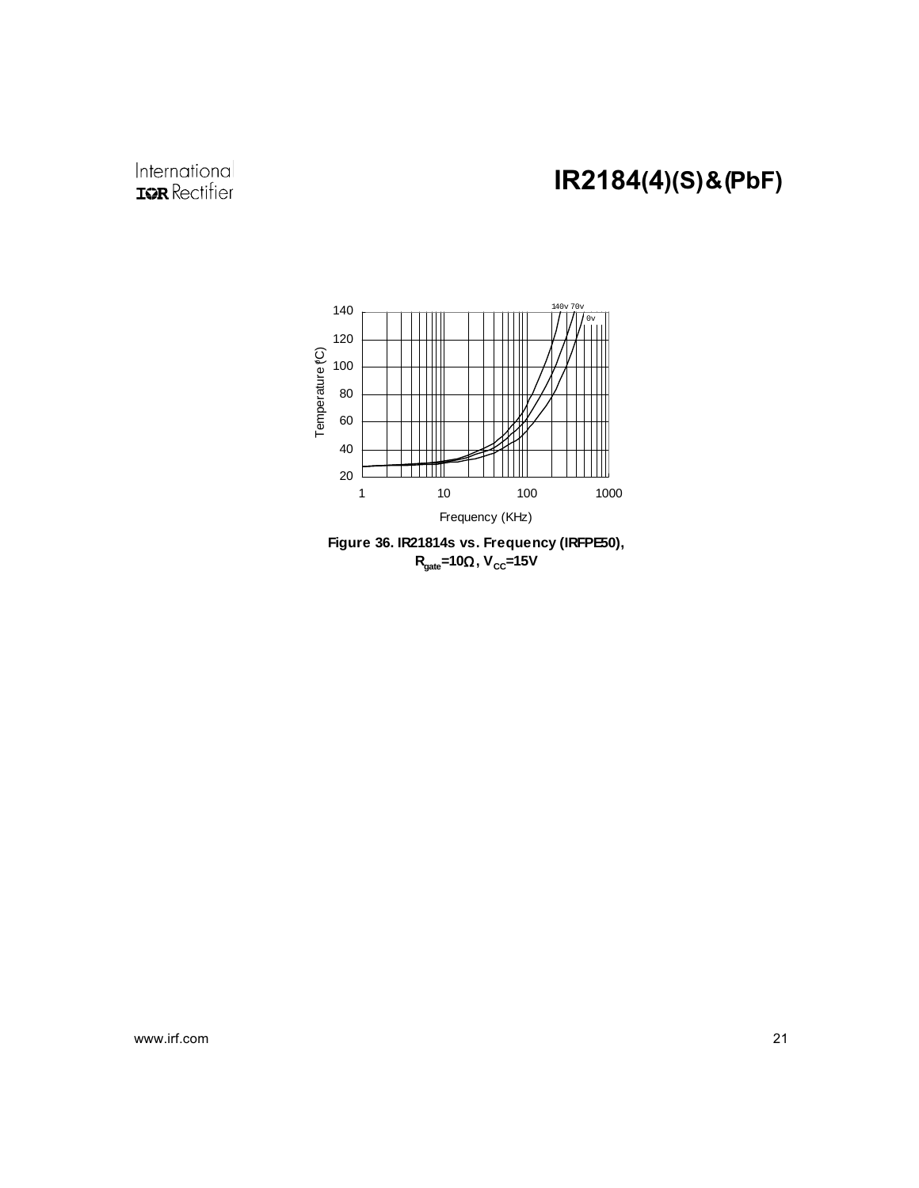Figure 36. IR21814s vs. Frequency (IRFPE50), $R_{gate}$=10Ω, $V_{CC}$=15V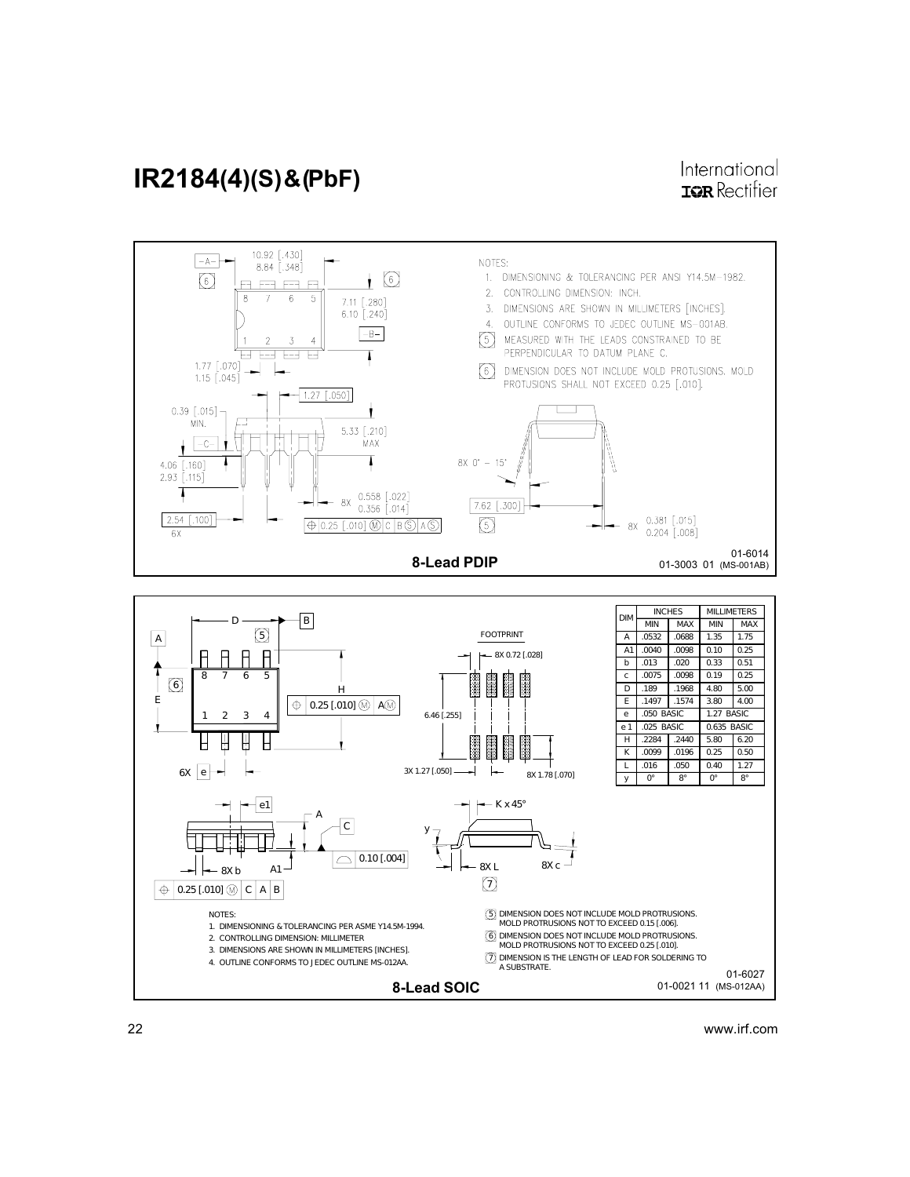## 8-Lead PDIP

NOTES:

1. DIMENSIONING & TOLERANCING PER ANSI Y14.5M-1982.
2. CONTROLLING DIMENSION: INCH.
3. DIMENSIONS ARE SHOWN IN MILLIMETERS [INCHES].
4. OUTLINE CONFORMS TO JEDEC OUTLINE MS-001AB.
5. MEASURED WITH THE LEADS CONSTRAINED TO BE PERPENDICULAR TO DATUM PLANE C.
6. DIMENSION DOES NOT INCLUDE MOLD PROTUSIONS. MOLD PROTUSIONS SHALL NOT EXCEED 0.25 [.010].

01-6014
01-3003 01 (MS-001AB)

## 8-Lead SOIC

| DIM | INCHES | | MILLIMETERS | |
|---|---|---|---|---|
| | MIN | MAX | MIN | MAX |
| A | .0532 | .0688 | 1.35 | 1.75 |
| A1 | .0040 | .0098 | 0.10 | 0.25 |
| b | .013 | .020 | 0.33 | 0.51 |
| c | .0075 | .0098 | 0.19 | 0.25 |
| D | .189 | .1968 | 4.80 | 5.00 |
| E | .1497 | .1574 | 3.80 | 4.00 |
| e | .050 BASIC | | 1.27 BASIC | |
| e 1 | .025 BASIC | | 0.635 BASIC | |
| H | .2284 | .2440 | 5.80 | 6.20 |
| K | .0099 | .0196 | 0.25 | 0.50 |
| L | .016 | .050 | 0.40 | 1.27 |
| y | 0° | 8° | 0° | 8° |

NOTES:

1. DIMENSIONING & TOLERANCING PER ASME Y14.5M-1994.
2. CONTROLLING DIMENSION: MILLIMETER
3. DIMENSIONS ARE SHOWN IN MILLIMETERS [INCHES].
4. OUTLINE CONFORMS TO JEDEC OUTLINE MS-012AA.
5. DIMENSION DOES NOT INCLUDE MOLD PROTRUSIONS. MOLD PROTRUSIONS NOT TO EXCEED 0.15 [.006].
6. DIMENSION DOES NOT INCLUDE MOLD PROTRUSIONS. MOLD PROTRUSIONS NOT TO EXCEED 0.25 [.010].
7. DIMENSION IS THE LENGTH OF LEAD FOR SOLDERING TO A SUBSTRATE.

01-6027
01-0021 11 (MS-012AA)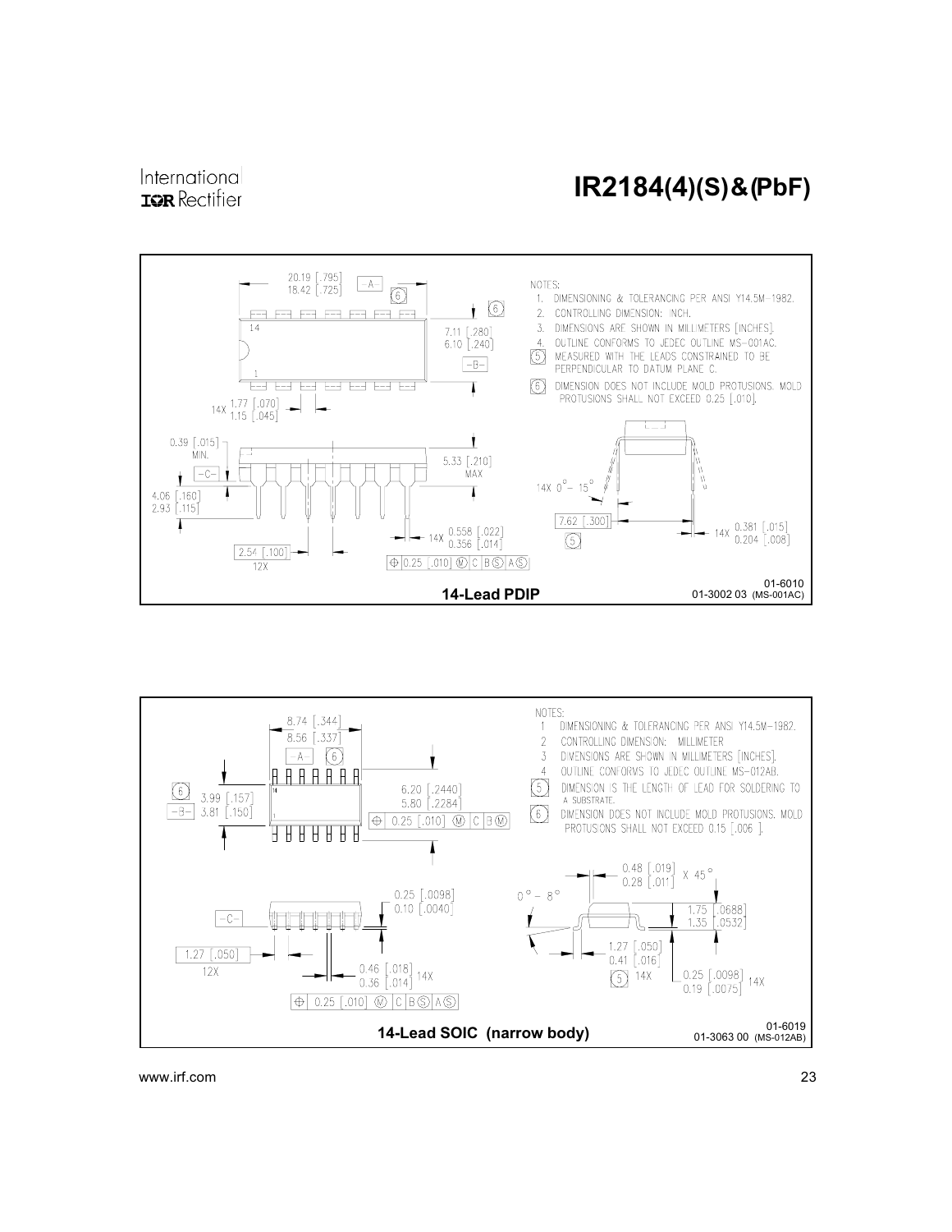NOTES:

1. DIMENSIONING & TOLERANCING PER ANSI Y14.5M-1982.
2. CONTROLLING DIMENSION: INCH.
3. DIMENSIONS ARE SHOWN IN MILLIMETERS [INCHES].
4. OUTLINE CONFORMS TO JEDEC OUTLINE MS-001AC.
5. MEASURED WITH THE LEADS CONSTRAINED TO BE PERPENDICULAR TO DATUM PLANE C.
6. DIMENSION DOES NOT INCLUDE MOLD PROTUSIONS. MOLD PROTUSIONS SHALL NOT EXCEED 0.25 [.010].

01-6010
01-3002 03 (MS-001AC)

**14-Lead PDIP**

NOTES:

1. DIMENSIONING & TOLERANCING PER ANSI Y14.5M-1982.
2. CONTROLLING DIMENSION: MILLIMETER
3. DIMENSIONS ARE SHOWN IN MILLIMETERS [INCHES].
4. OUTLINE CONFORMS TO JEDEC OUTLINE MS-012AB.
5. DIMENSION IS THE LENGTH OF LEAD FOR SOLDERING TO A SUBSTRATE.
6. DIMENSION DOES NOT INCLUDE MOLD PROTUSIONS. MOLD PROTUSIONS SHALL NOT EXCEED 0.15 [.006 ].

01-6019
01-3063 00 (MS-012AB)

**14-Lead SOIC (narrow body)**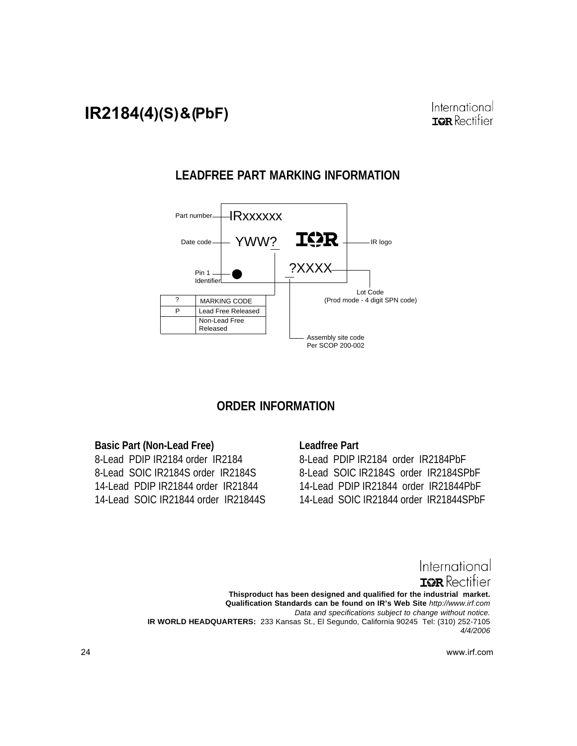## LEADFREE PART MARKING INFORMATION

Part number — IRxxxxxx

Date code — YWW?

IR logo

Pin 1 Identifier

?XXXX

Lot Code
(Prod mode - 4 digit SPN code)

Assembly site code
Per SCOP 200-002

| ? | MARKING CODE |
|---|---|
| P | Lead Free Released |
| | Non-Lead Free Released |

## ORDER INFORMATION

**Basic Part (Non-Lead Free)**

8-Lead PDIP IR2184 order IR2184
8-Lead SOIC IR2184S order IR2184S
14-Lead PDIP IR21844 order IR21844
14-Lead SOIC IR21844 order IR21844S

**Leadfree Part**

8-Lead PDIP IR2184 order IR2184PbF
8-Lead SOIC IR2184S order IR2184SPbF
14-Lead PDIP IR21844 order IR21844PbF
14-Lead SOIC IR21844 order IR21844SPbF

International
IOR Rectifier

**Thisproduct has been designed and qualified for the industrial market.**
**Qualification Standards can be found on IR's Web Site** *http://www.irf.com*
*Data and specifications subject to change without notice.*
**IR WORLD HEADQUARTERS:** 233 Kansas St., El Segundo, California 90245 Tel: (310) 252-7105
*4/4/2006*